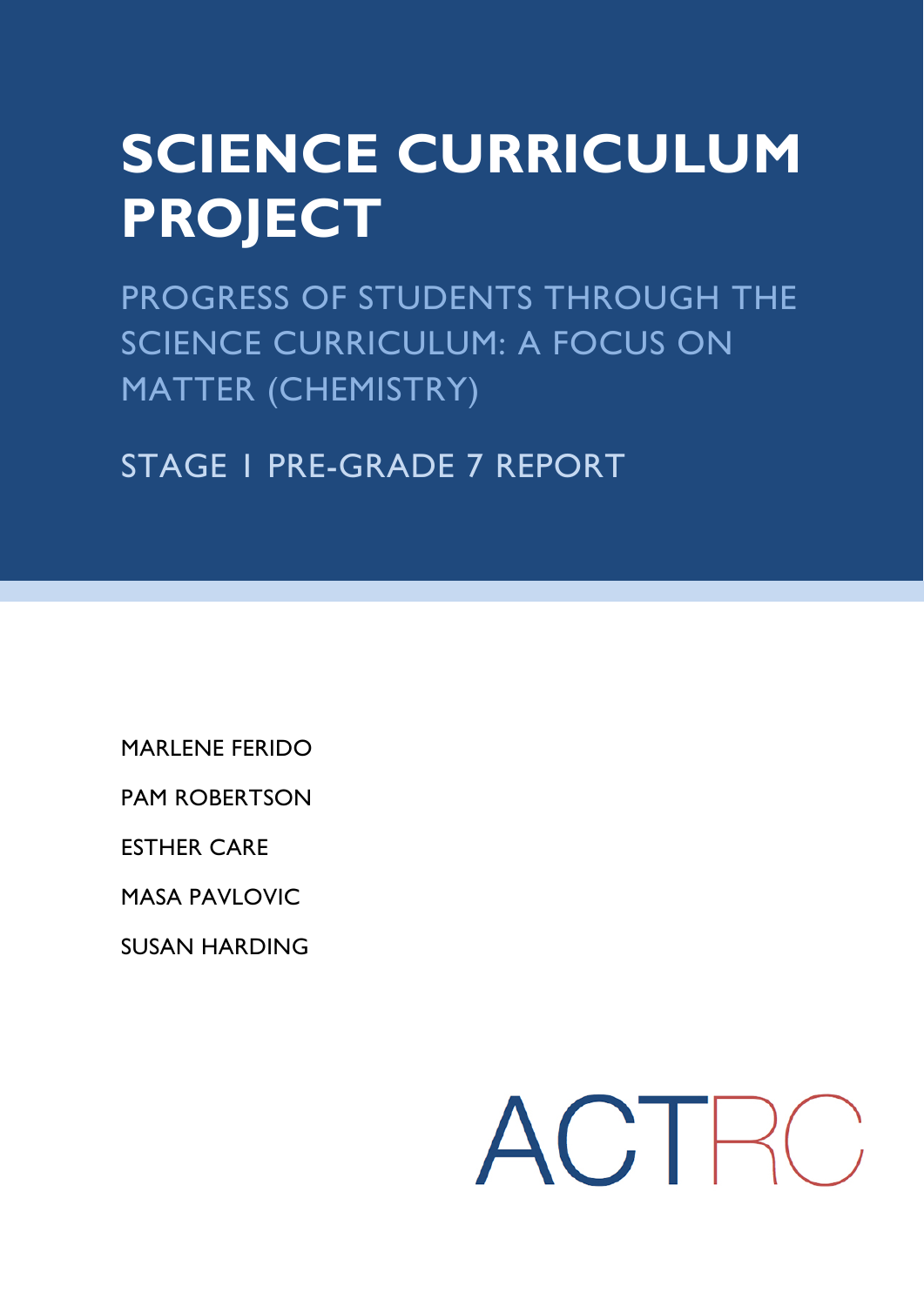# SCIENCE CURRICULUM PROJECT

## PROGRESS OF STUDENTS THROUGH THE SCIENCE CURRICULUM: A FOCUS ON MATTER (CHEMISTRY)

### STAGE I PRE-GRADE 7 REPORT

MARLENE FERIDO

PAM ROBERTSON

ESTHER CARE

MASA PAVLOVIC

SUSAN HARDING

ACTRC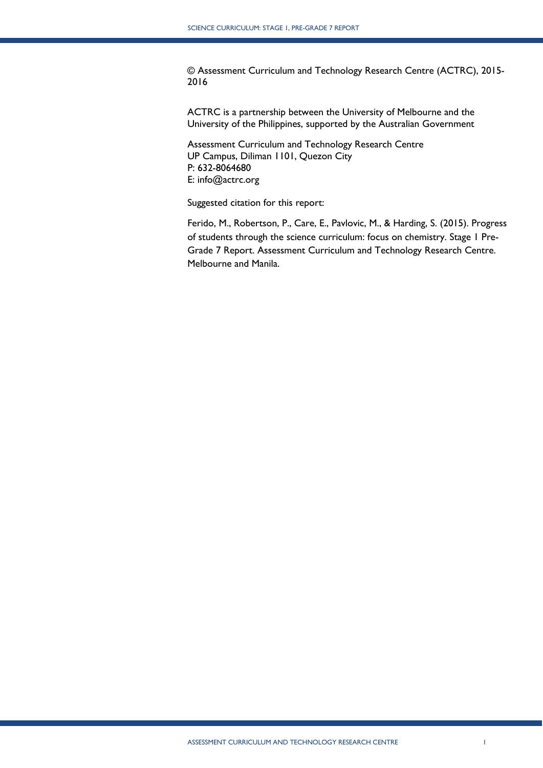© Assessment Curriculum and Technology Research Centre (ACTRC), 2015-2016

ACTRC is a partnership between the University of Melbourne and the University of the Philippines, supported by the Australian Government

Assessment Curriculum and Technology Research Centre
UP Campus, Diliman 1101, Quezon City
P: 632-8064680
E: info@actrc.org

Suggested citation for this report:

Ferido, M., Robertson, P., Care, E., Pavlovic, M., & Harding, S. (2015). Progress of students through the science curriculum: focus on chemistry. Stage 1 Pre-Grade 7 Report. Assessment Curriculum and Technology Research Centre. Melbourne and Manila.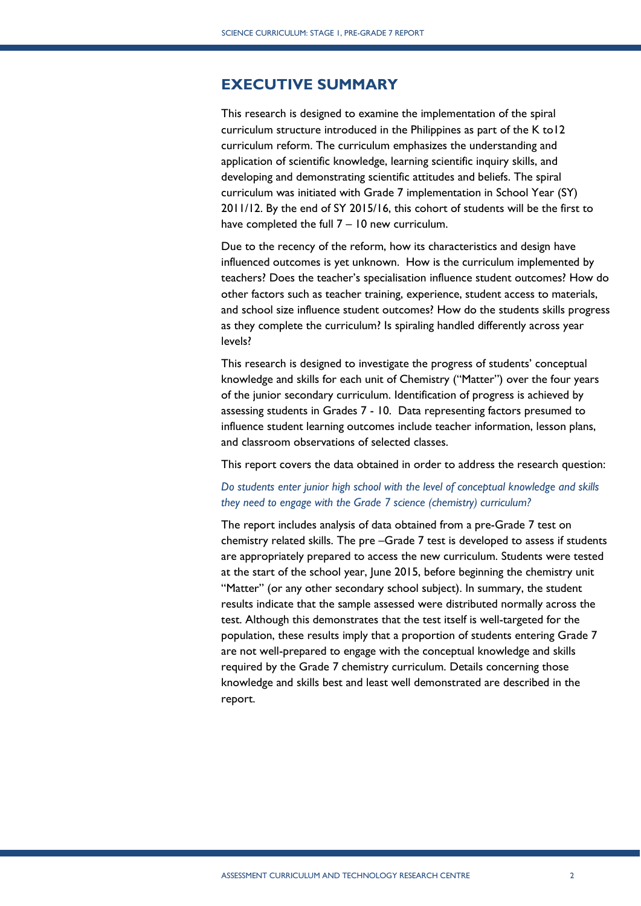## EXECUTIVE SUMMARY

This research is designed to examine the implementation of the spiral curriculum structure introduced in the Philippines as part of the K to12 curriculum reform. The curriculum emphasizes the understanding and application of scientific knowledge, learning scientific inquiry skills, and developing and demonstrating scientific attitudes and beliefs. The spiral curriculum was initiated with Grade 7 implementation in School Year (SY) 2011/12. By the end of SY 2015/16, this cohort of students will be the first to have completed the full 7 – 10 new curriculum.

Due to the recency of the reform, how its characteristics and design have influenced outcomes is yet unknown. How is the curriculum implemented by teachers? Does the teacher's specialisation influence student outcomes? How do other factors such as teacher training, experience, student access to materials, and school size influence student outcomes? How do the students skills progress as they complete the curriculum? Is spiraling handled differently across year levels?

This research is designed to investigate the progress of students' conceptual knowledge and skills for each unit of Chemistry ("Matter") over the four years of the junior secondary curriculum. Identification of progress is achieved by assessing students in Grades 7 - 10. Data representing factors presumed to influence student learning outcomes include teacher information, lesson plans, and classroom observations of selected classes.

This report covers the data obtained in order to address the research question:

*Do students enter junior high school with the level of conceptual knowledge and skills they need to engage with the Grade 7 science (chemistry) curriculum?*

The report includes analysis of data obtained from a pre-Grade 7 test on chemistry related skills. The pre –Grade 7 test is developed to assess if students are appropriately prepared to access the new curriculum. Students were tested at the start of the school year, June 2015, before beginning the chemistry unit "Matter" (or any other secondary school subject). In summary, the student results indicate that the sample assessed were distributed normally across the test. Although this demonstrates that the test itself is well-targeted for the population, these results imply that a proportion of students entering Grade 7 are not well-prepared to engage with the conceptual knowledge and skills required by the Grade 7 chemistry curriculum. Details concerning those knowledge and skills best and least well demonstrated are described in the report.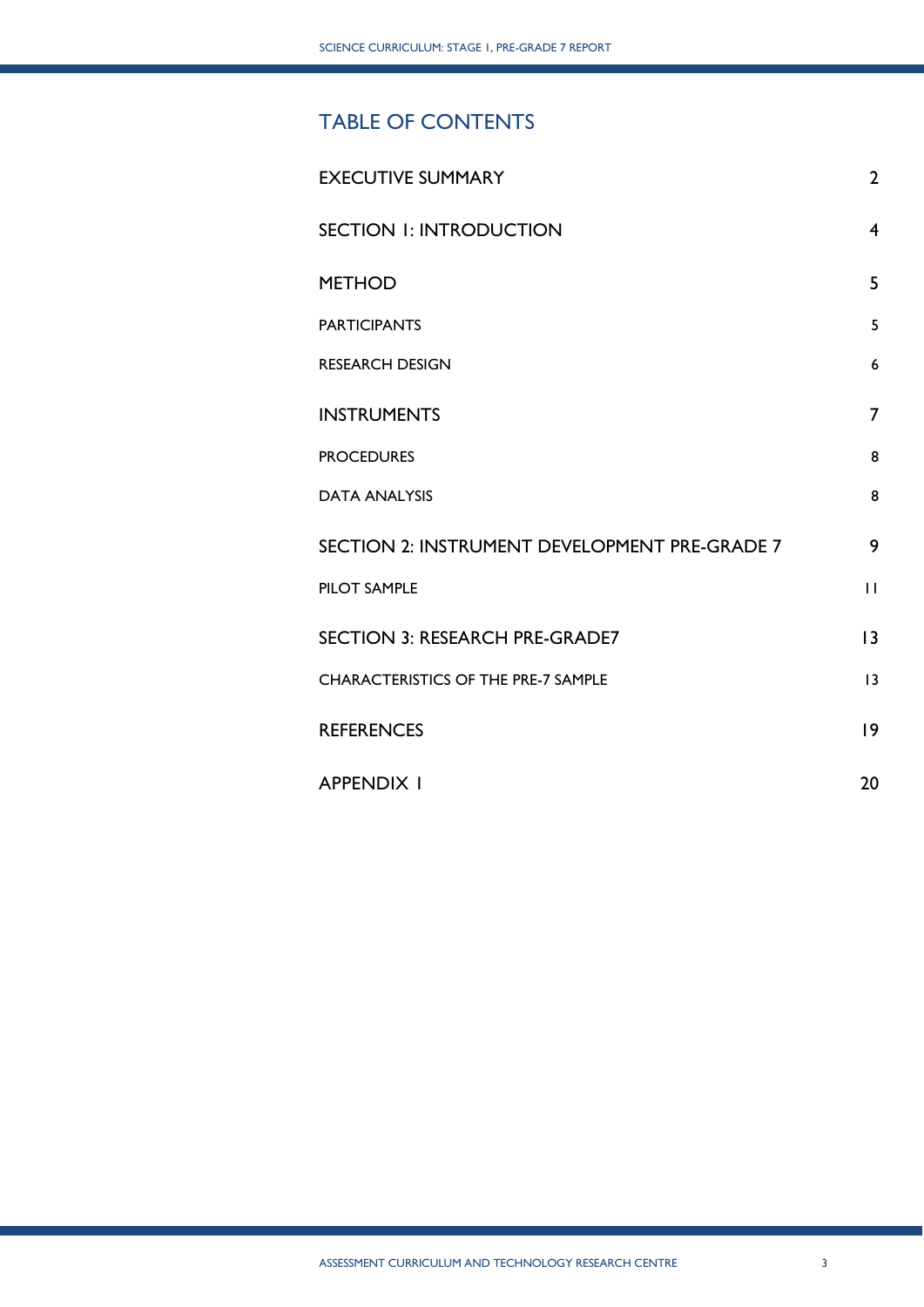# TABLE OF CONTENTS

| | |
|---|---|
| EXECUTIVE SUMMARY | 2 |
| SECTION 1: INTRODUCTION | 4 |
| METHOD | 5 |
| PARTICIPANTS | 5 |
| RESEARCH DESIGN | 6 |
| INSTRUMENTS | 7 |
| PROCEDURES | 8 |
| DATA ANALYSIS | 8 |
| SECTION 2: INSTRUMENT DEVELOPMENT PRE-GRADE 7 | 9 |
| PILOT SAMPLE | 11 |
| SECTION 3: RESEARCH PRE-GRADE7 | 13 |
| CHARACTERISTICS OF THE PRE-7 SAMPLE | 13 |
| REFERENCES | 19 |
| APPENDIX 1 | 20 |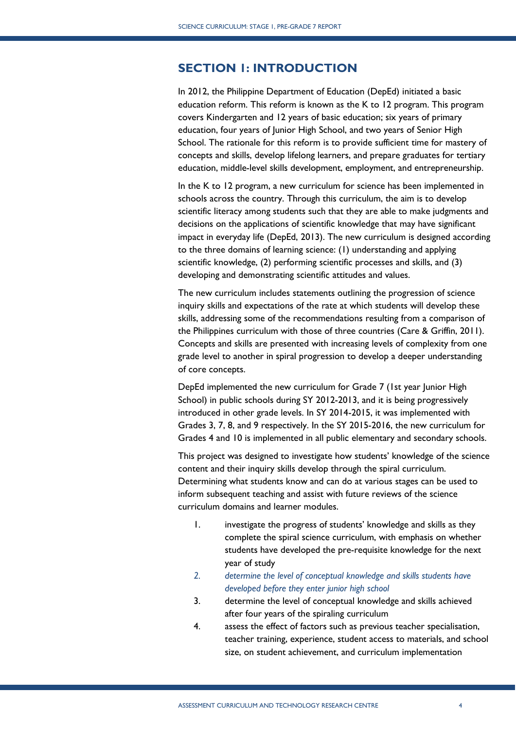## SECTION 1: INTRODUCTION

In 2012, the Philippine Department of Education (DepEd) initiated a basic education reform. This reform is known as the K to 12 program. This program covers Kindergarten and 12 years of basic education; six years of primary education, four years of Junior High School, and two years of Senior High School. The rationale for this reform is to provide sufficient time for mastery of concepts and skills, develop lifelong learners, and prepare graduates for tertiary education, middle-level skills development, employment, and entrepreneurship.

In the K to 12 program, a new curriculum for science has been implemented in schools across the country. Through this curriculum, the aim is to develop scientific literacy among students such that they are able to make judgments and decisions on the applications of scientific knowledge that may have significant impact in everyday life (DepEd, 2013). The new curriculum is designed according to the three domains of learning science: (1) understanding and applying scientific knowledge, (2) performing scientific processes and skills, and (3) developing and demonstrating scientific attitudes and values.

The new curriculum includes statements outlining the progression of science inquiry skills and expectations of the rate at which students will develop these skills, addressing some of the recommendations resulting from a comparison of the Philippines curriculum with those of three countries (Care & Griffin, 2011). Concepts and skills are presented with increasing levels of complexity from one grade level to another in spiral progression to develop a deeper understanding of core concepts.

DepEd implemented the new curriculum for Grade 7 (1st year Junior High School) in public schools during SY 2012-2013, and it is being progressively introduced in other grade levels. In SY 2014-2015, it was implemented with Grades 3, 7, 8, and 9 respectively. In the SY 2015-2016, the new curriculum for Grades 4 and 10 is implemented in all public elementary and secondary schools.

This project was designed to investigate how students' knowledge of the science content and their inquiry skills develop through the spiral curriculum. Determining what students know and can do at various stages can be used to inform subsequent teaching and assist with future reviews of the science curriculum domains and learner modules.

1. investigate the progress of students' knowledge and skills as they complete the spiral science curriculum, with emphasis on whether students have developed the pre-requisite knowledge for the next year of study
2. *determine the level of conceptual knowledge and skills students have developed before they enter junior high school*
3. determine the level of conceptual knowledge and skills achieved after four years of the spiraling curriculum
4. assess the effect of factors such as previous teacher specialisation, teacher training, experience, student access to materials, and school size, on student achievement, and curriculum implementation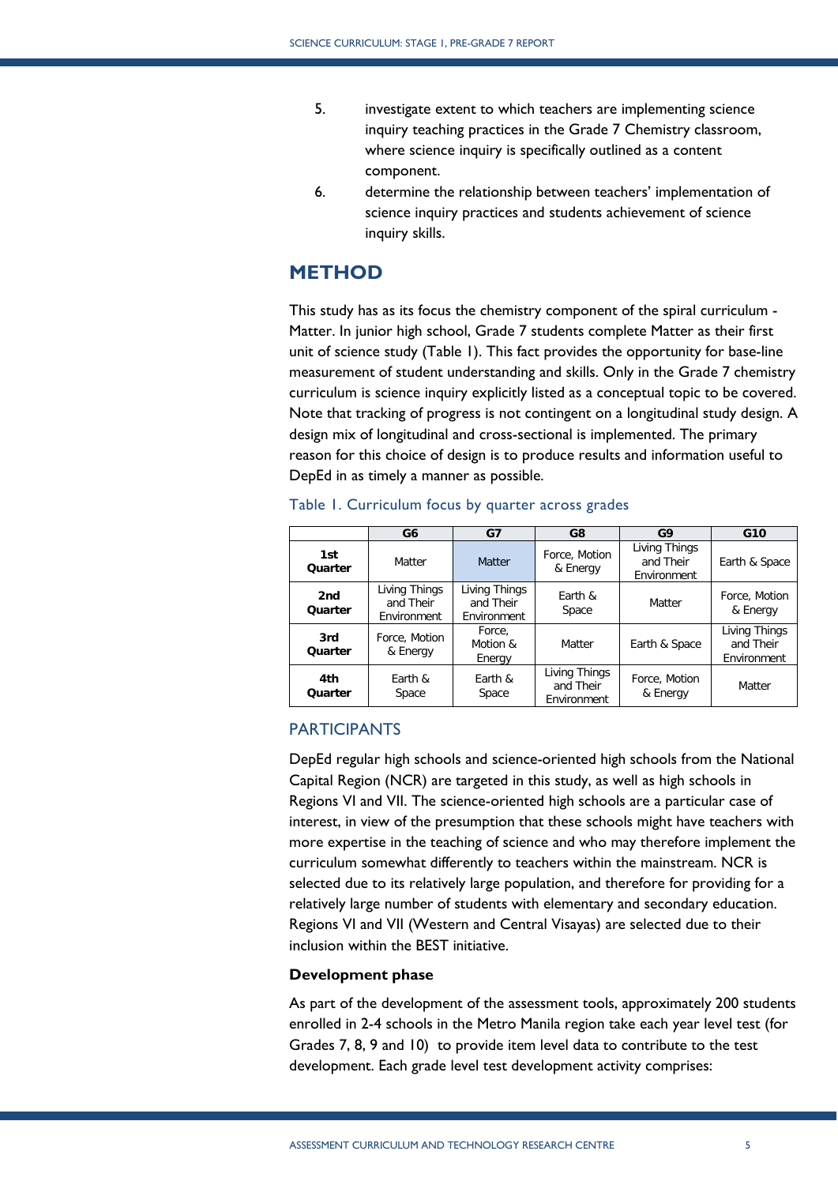5. investigate extent to which teachers are implementing science inquiry teaching practices in the Grade 7 Chemistry classroom, where science inquiry is specifically outlined as a content component.
6. determine the relationship between teachers' implementation of science inquiry practices and students achievement of science inquiry skills.

## METHOD

This study has as its focus the chemistry component of the spiral curriculum - Matter. In junior high school, Grade 7 students complete Matter as their first unit of science study (Table 1). This fact provides the opportunity for base-line measurement of student understanding and skills. Only in the Grade 7 chemistry curriculum is science inquiry explicitly listed as a conceptual topic to be covered. Note that tracking of progress is not contingent on a longitudinal study design. A design mix of longitudinal and cross-sectional is implemented. The primary reason for this choice of design is to produce results and information useful to DepEd in as timely a manner as possible.

Table 1. Curriculum focus by quarter across grades

| | G6 | G7 | G8 | G9 | G10 |
|---|---|---|---|---|---|
| **1st Quarter** | Matter | Matter | Force, Motion & Energy | Living Things and Their Environment | Earth & Space |
| **2nd Quarter** | Living Things and Their Environment | Living Things and Their Environment | Earth & Space | Matter | Force, Motion & Energy |
| **3rd Quarter** | Force, Motion & Energy | Force, Motion & Energy | Matter | Earth & Space | Living Things and Their Environment |
| **4th Quarter** | Earth & Space | Earth & Space | Living Things and Their Environment | Force, Motion & Energy | Matter |

### PARTICIPANTS

DepEd regular high schools and science-oriented high schools from the National Capital Region (NCR) are targeted in this study, as well as high schools in Regions VI and VII. The science-oriented high schools are a particular case of interest, in view of the presumption that these schools might have teachers with more expertise in the teaching of science and who may therefore implement the curriculum somewhat differently to teachers within the mainstream. NCR is selected due to its relatively large population, and therefore for providing for a relatively large number of students with elementary and secondary education. Regions VI and VII (Western and Central Visayas) are selected due to their inclusion within the BEST initiative.

**Development phase**

As part of the development of the assessment tools, approximately 200 students enrolled in 2-4 schools in the Metro Manila region take each year level test (for Grades 7, 8, 9 and 10) to provide item level data to contribute to the test development. Each grade level test development activity comprises: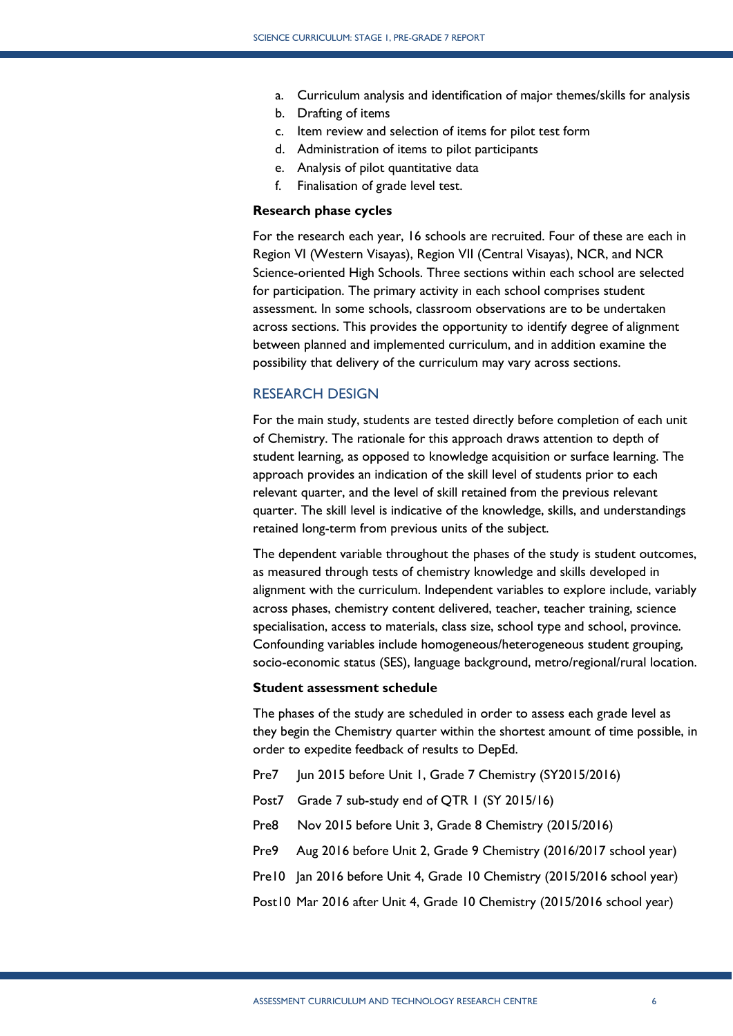a. Curriculum analysis and identification of major themes/skills for analysis
b. Drafting of items
c. Item review and selection of items for pilot test form
d. Administration of items to pilot participants
e. Analysis of pilot quantitative data
f. Finalisation of grade level test.

**Research phase cycles**

For the research each year, 16 schools are recruited. Four of these are each in Region VI (Western Visayas), Region VII (Central Visayas), NCR, and NCR Science-oriented High Schools. Three sections within each school are selected for participation. The primary activity in each school comprises student assessment. In some schools, classroom observations are to be undertaken across sections. This provides the opportunity to identify degree of alignment between planned and implemented curriculum, and in addition examine the possibility that delivery of the curriculum may vary across sections.

## RESEARCH DESIGN

For the main study, students are tested directly before completion of each unit of Chemistry. The rationale for this approach draws attention to depth of student learning, as opposed to knowledge acquisition or surface learning. The approach provides an indication of the skill level of students prior to each relevant quarter, and the level of skill retained from the previous relevant quarter. The skill level is indicative of the knowledge, skills, and understandings retained long-term from previous units of the subject.

The dependent variable throughout the phases of the study is student outcomes, as measured through tests of chemistry knowledge and skills developed in alignment with the curriculum. Independent variables to explore include, variably across phases, chemistry content delivered, teacher, teacher training, science specialisation, access to materials, class size, school type and school, province. Confounding variables include homogeneous/heterogeneous student grouping, socio-economic status (SES), language background, metro/regional/rural location.

**Student assessment schedule**

The phases of the study are scheduled in order to assess each grade level as they begin the Chemistry quarter within the shortest amount of time possible, in order to expedite feedback of results to DepEd.

Pre7 Jun 2015 before Unit 1, Grade 7 Chemistry (SY2015/2016)

Post7 Grade 7 sub-study end of QTR 1 (SY 2015/16)

Pre8 Nov 2015 before Unit 3, Grade 8 Chemistry (2015/2016)

Pre9 Aug 2016 before Unit 2, Grade 9 Chemistry (2016/2017 school year)

Pre10 Jan 2016 before Unit 4, Grade 10 Chemistry (2015/2016 school year)

Post10 Mar 2016 after Unit 4, Grade 10 Chemistry (2015/2016 school year)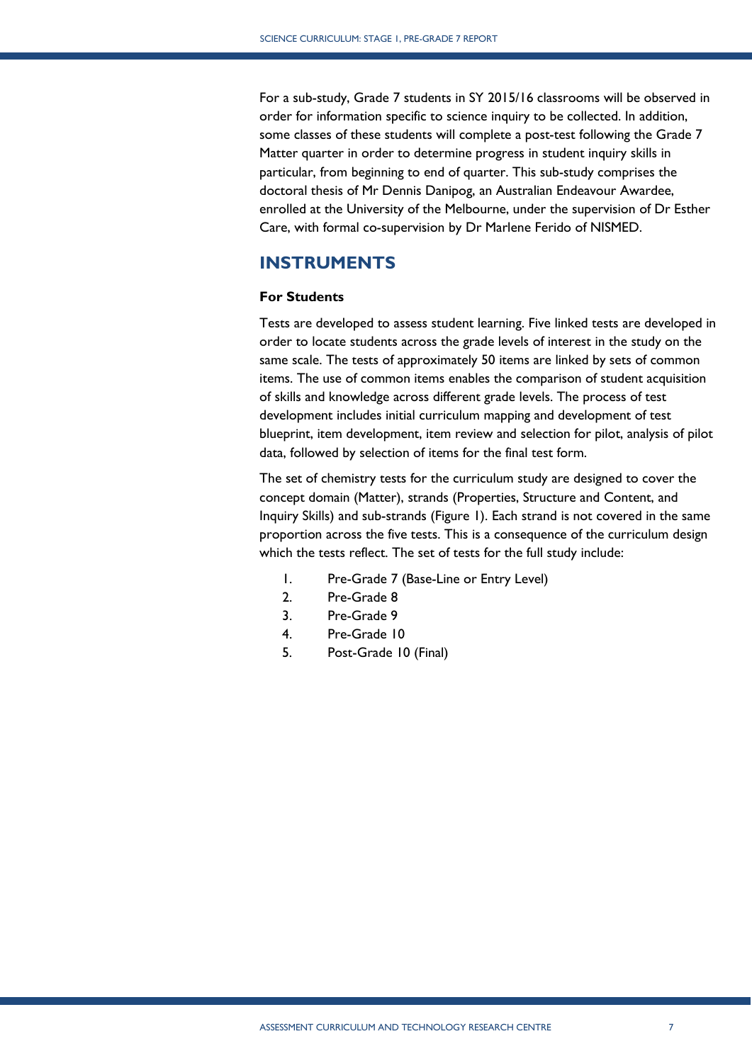For a sub-study, Grade 7 students in SY 2015/16 classrooms will be observed in order for information specific to science inquiry to be collected. In addition, some classes of these students will complete a post-test following the Grade 7 Matter quarter in order to determine progress in student inquiry skills in particular, from beginning to end of quarter. This sub-study comprises the doctoral thesis of Mr Dennis Danipog, an Australian Endeavour Awardee, enrolled at the University of the Melbourne, under the supervision of Dr Esther Care, with formal co-supervision by Dr Marlene Ferido of NISMED.

## INSTRUMENTS

**For Students**

Tests are developed to assess student learning. Five linked tests are developed in order to locate students across the grade levels of interest in the study on the same scale. The tests of approximately 50 items are linked by sets of common items. The use of common items enables the comparison of student acquisition of skills and knowledge across different grade levels. The process of test development includes initial curriculum mapping and development of test blueprint, item development, item review and selection for pilot, analysis of pilot data, followed by selection of items for the final test form.

The set of chemistry tests for the curriculum study are designed to cover the concept domain (Matter), strands (Properties, Structure and Content, and Inquiry Skills) and sub-strands (Figure 1). Each strand is not covered in the same proportion across the five tests. This is a consequence of the curriculum design which the tests reflect. The set of tests for the full study include:

1. Pre-Grade 7 (Base-Line or Entry Level)
2. Pre-Grade 8
3. Pre-Grade 9
4. Pre-Grade 10
5. Post-Grade 10 (Final)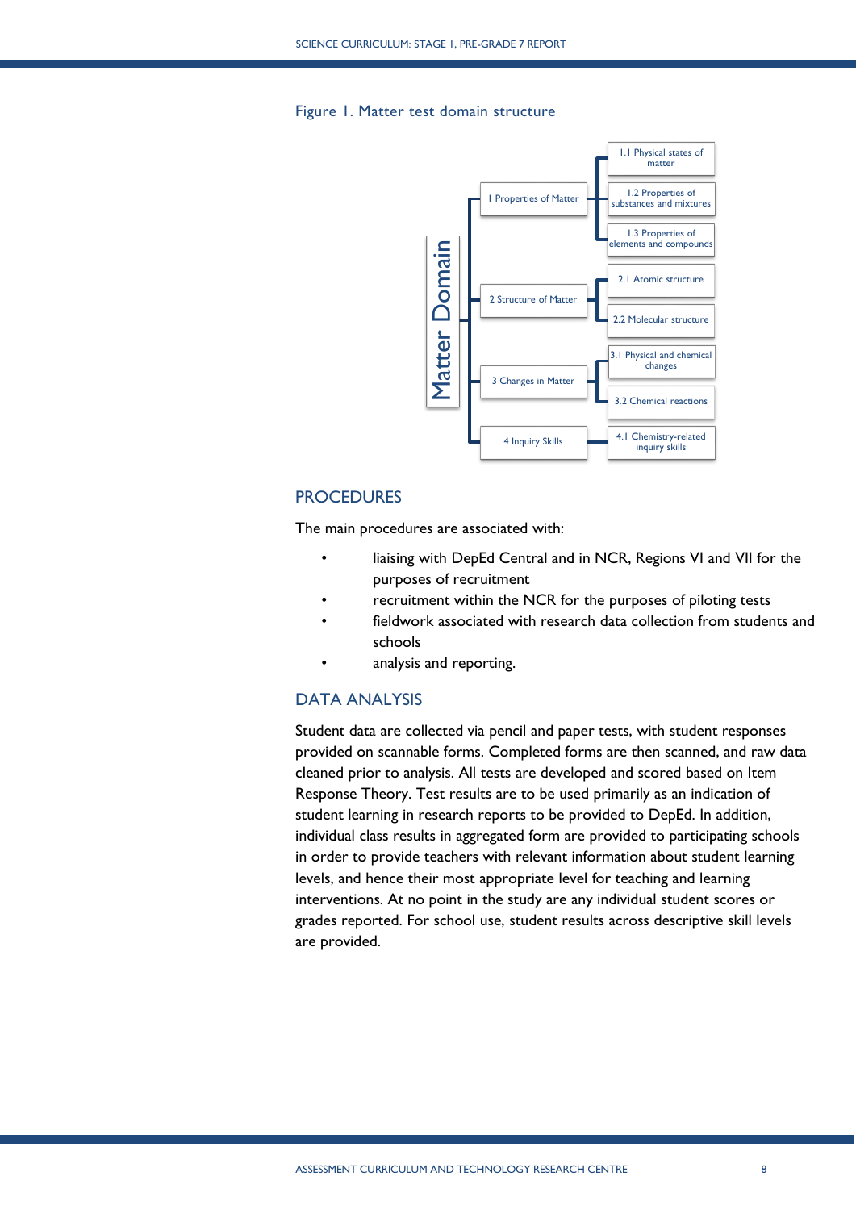Figure 1. Matter test domain structure

- Matter Domain
  - 1 Properties of Matter
    - 1.1 Physical states of matter
    - 1.2 Properties of substances and mixtures
    - 1.3 Properties of elements and compounds
  - 2 Structure of Matter
    - 2.1 Atomic structure
    - 2.2 Molecular structure
  - 3 Changes in Matter
    - 3.1 Physical and chemical changes
    - 3.2 Chemical reactions
  - 4 Inquiry Skills
    - 4.1 Chemistry-related inquiry skills

## PROCEDURES

The main procedures are associated with:

- liaising with DepEd Central and in NCR, Regions VI and VII for the purposes of recruitment
- recruitment within the NCR for the purposes of piloting tests
- fieldwork associated with research data collection from students and schools
- analysis and reporting.

## DATA ANALYSIS

Student data are collected via pencil and paper tests, with student responses provided on scannable forms. Completed forms are then scanned, and raw data cleaned prior to analysis. All tests are developed and scored based on Item Response Theory. Test results are to be used primarily as an indication of student learning in research reports to be provided to DepEd. In addition, individual class results in aggregated form are provided to participating schools in order to provide teachers with relevant information about student learning levels, and hence their most appropriate level for teaching and learning interventions. At no point in the study are any individual student scores or grades reported. For school use, student results across descriptive skill levels are provided.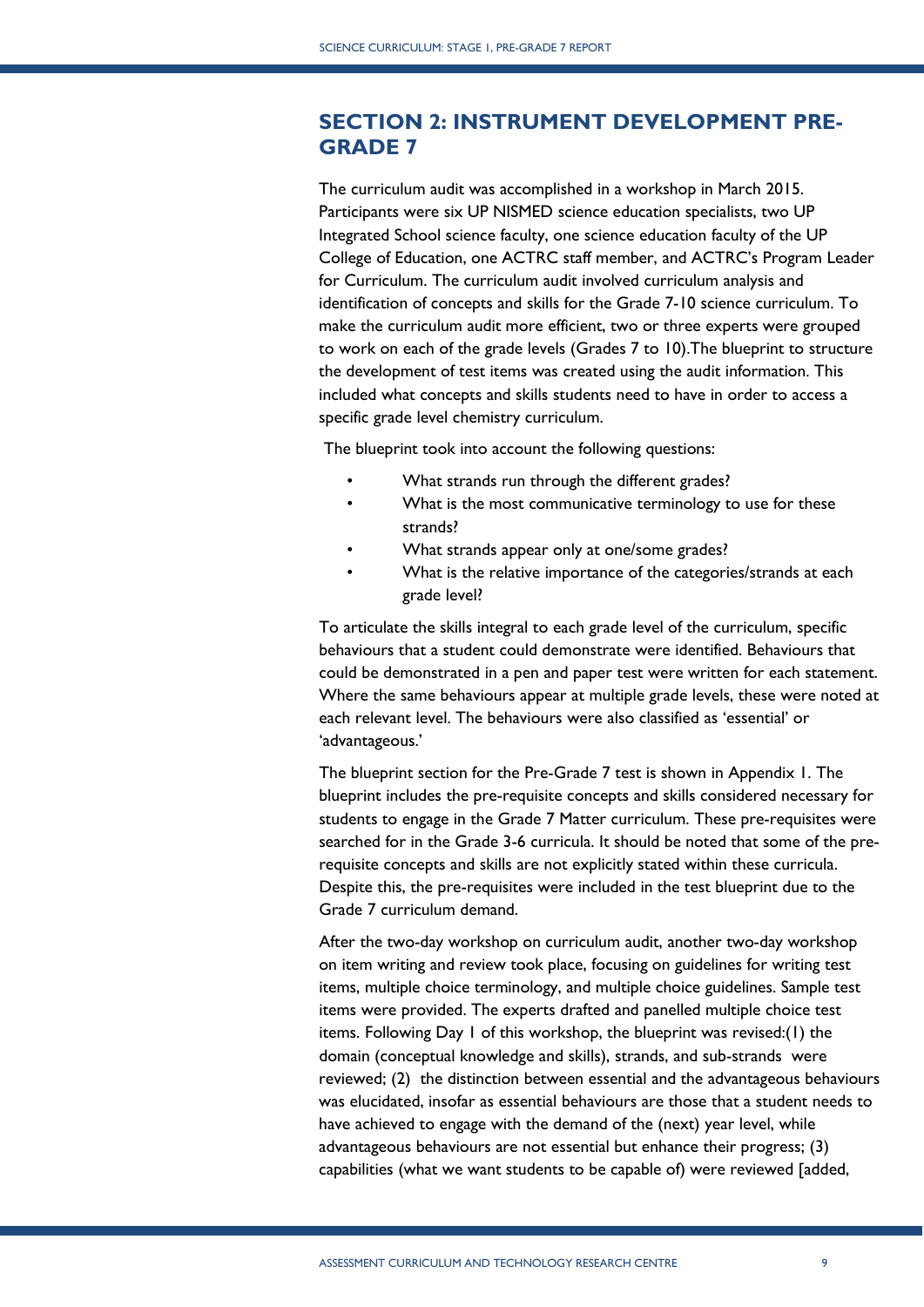## SECTION 2: INSTRUMENT DEVELOPMENT PRE-GRADE 7

The curriculum audit was accomplished in a workshop in March 2015. Participants were six UP NISMED science education specialists, two UP Integrated School science faculty, one science education faculty of the UP College of Education, one ACTRC staff member, and ACTRC's Program Leader for Curriculum. The curriculum audit involved curriculum analysis and identification of concepts and skills for the Grade 7-10 science curriculum. To make the curriculum audit more efficient, two or three experts were grouped to work on each of the grade levels (Grades 7 to 10).The blueprint to structure the development of test items was created using the audit information. This included what concepts and skills students need to have in order to access a specific grade level chemistry curriculum.

The blueprint took into account the following questions:

- What strands run through the different grades?
- What is the most communicative terminology to use for these strands?
- What strands appear only at one/some grades?
- What is the relative importance of the categories/strands at each grade level?

To articulate the skills integral to each grade level of the curriculum, specific behaviours that a student could demonstrate were identified. Behaviours that could be demonstrated in a pen and paper test were written for each statement. Where the same behaviours appear at multiple grade levels, these were noted at each relevant level. The behaviours were also classified as 'essential' or 'advantageous.'

The blueprint section for the Pre-Grade 7 test is shown in Appendix 1. The blueprint includes the pre-requisite concepts and skills considered necessary for students to engage in the Grade 7 Matter curriculum. These pre-requisites were searched for in the Grade 3-6 curricula. It should be noted that some of the pre-requisite concepts and skills are not explicitly stated within these curricula. Despite this, the pre-requisites were included in the test blueprint due to the Grade 7 curriculum demand.

After the two-day workshop on curriculum audit, another two-day workshop on item writing and review took place, focusing on guidelines for writing test items, multiple choice terminology, and multiple choice guidelines. Sample test items were provided. The experts drafted and panelled multiple choice test items. Following Day 1 of this workshop, the blueprint was revised:(1) the domain (conceptual knowledge and skills), strands, and sub-strands were reviewed; (2) the distinction between essential and the advantageous behaviours was elucidated, insofar as essential behaviours are those that a student needs to have achieved to engage with the demand of the (next) year level, while advantageous behaviours are not essential but enhance their progress; (3) capabilities (what we want students to be capable of) were reviewed [added,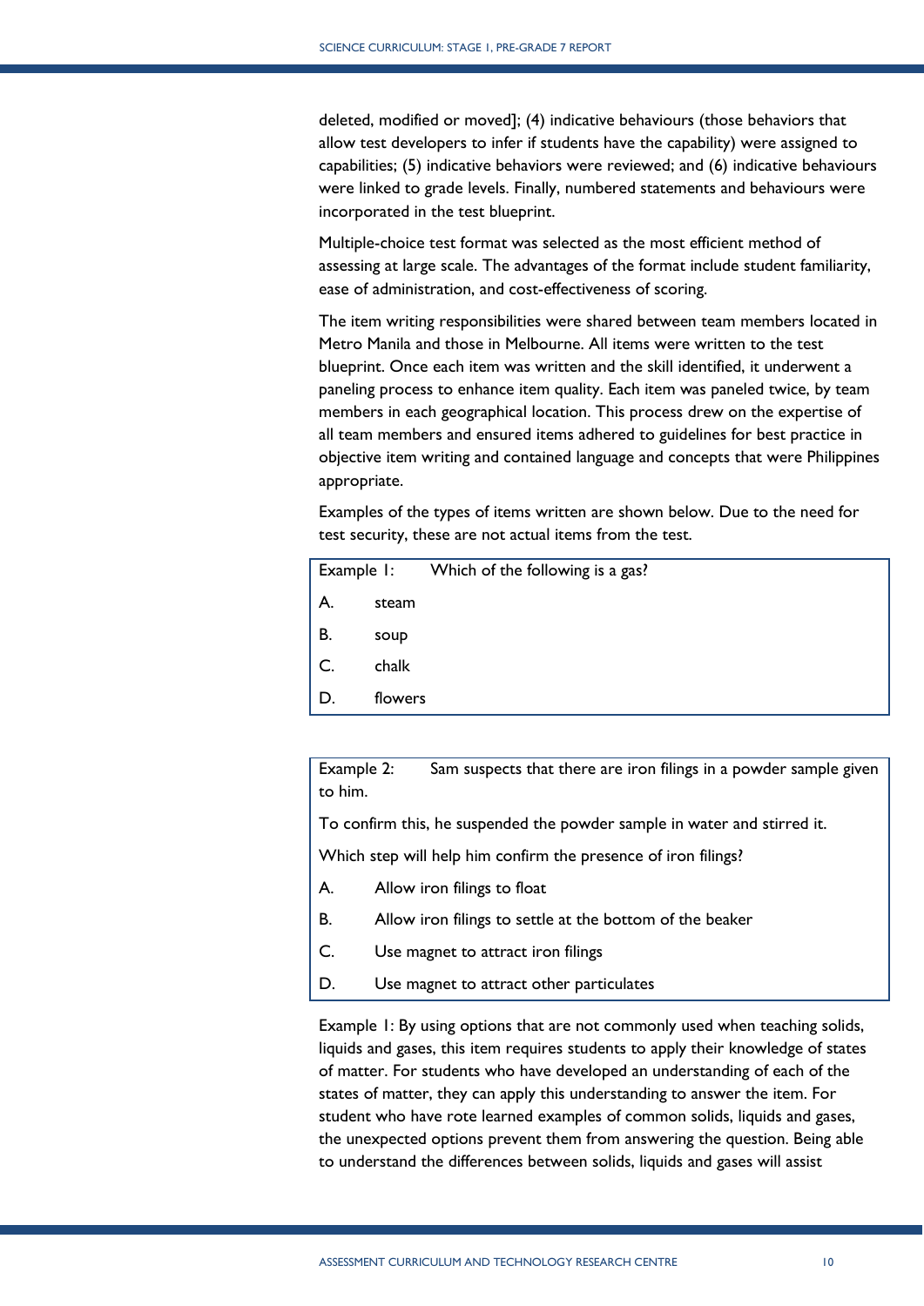deleted, modified or moved]; (4) indicative behaviours (those behaviors that allow test developers to infer if students have the capability) were assigned to capabilities; (5) indicative behaviors were reviewed; and (6) indicative behaviours were linked to grade levels. Finally, numbered statements and behaviours were incorporated in the test blueprint.

Multiple-choice test format was selected as the most efficient method of assessing at large scale. The advantages of the format include student familiarity, ease of administration, and cost-effectiveness of scoring.

The item writing responsibilities were shared between team members located in Metro Manila and those in Melbourne. All items were written to the test blueprint. Once each item was written and the skill identified, it underwent a paneling process to enhance item quality. Each item was paneled twice, by team members in each geographical location. This process drew on the expertise of all team members and ensured items adhered to guidelines for best practice in objective item writing and contained language and concepts that were Philippines appropriate.

Examples of the types of items written are shown below. Due to the need for test security, these are not actual items from the test.

Example 1: Which of the following is a gas?

A. steam

B. soup

C. chalk

D. flowers

Example 2: Sam suspects that there are iron filings in a powder sample given to him.

To confirm this, he suspended the powder sample in water and stirred it.

Which step will help him confirm the presence of iron filings?

A. Allow iron filings to float

B. Allow iron filings to settle at the bottom of the beaker

C. Use magnet to attract iron filings

D. Use magnet to attract other particulates

Example 1: By using options that are not commonly used when teaching solids, liquids and gases, this item requires students to apply their knowledge of states of matter. For students who have developed an understanding of each of the states of matter, they can apply this understanding to answer the item. For student who have rote learned examples of common solids, liquids and gases, the unexpected options prevent them from answering the question. Being able to understand the differences between solids, liquids and gases will assist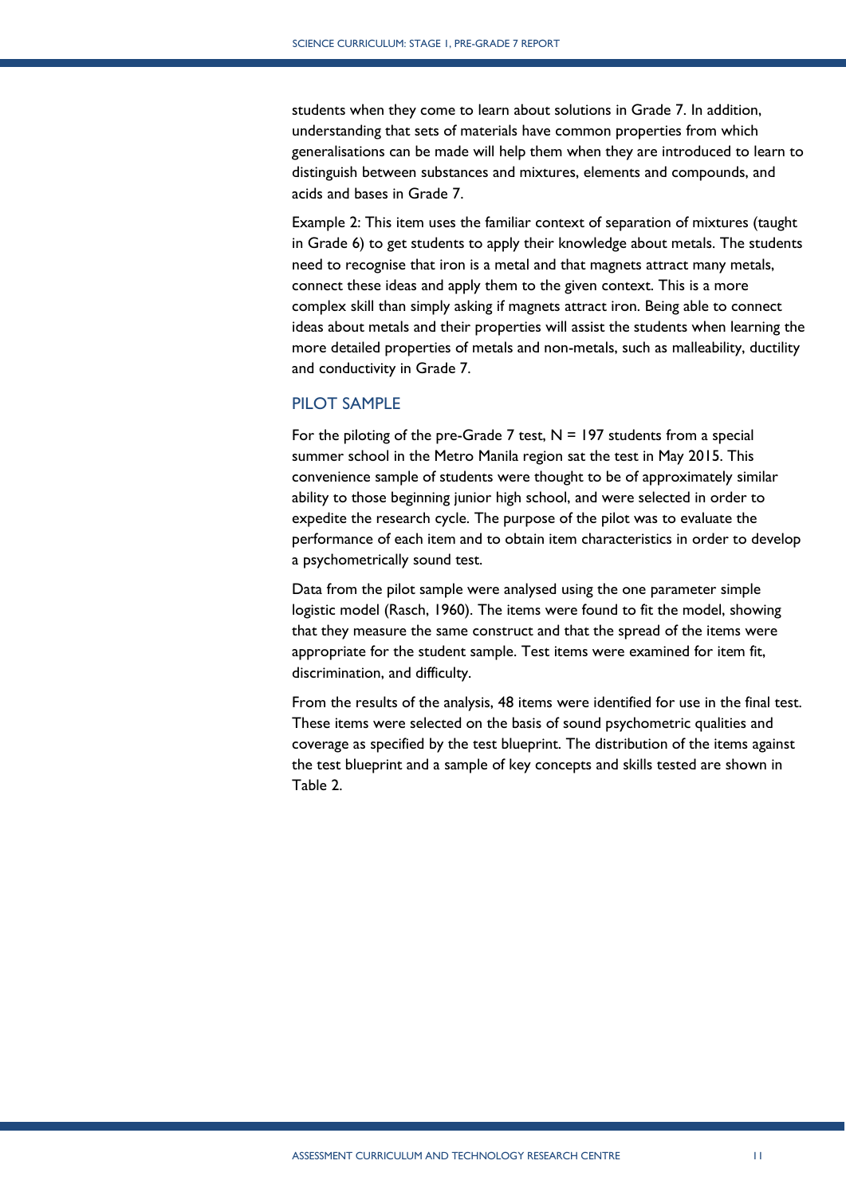students when they come to learn about solutions in Grade 7. In addition, understanding that sets of materials have common properties from which generalisations can be made will help them when they are introduced to learn to distinguish between substances and mixtures, elements and compounds, and acids and bases in Grade 7.

Example 2: This item uses the familiar context of separation of mixtures (taught in Grade 6) to get students to apply their knowledge about metals. The students need to recognise that iron is a metal and that magnets attract many metals, connect these ideas and apply them to the given context. This is a more complex skill than simply asking if magnets attract iron. Being able to connect ideas about metals and their properties will assist the students when learning the more detailed properties of metals and non-metals, such as malleability, ductility and conductivity in Grade 7.

## PILOT SAMPLE

For the piloting of the pre-Grade 7 test, N = 197 students from a special summer school in the Metro Manila region sat the test in May 2015. This convenience sample of students were thought to be of approximately similar ability to those beginning junior high school, and were selected in order to expedite the research cycle. The purpose of the pilot was to evaluate the performance of each item and to obtain item characteristics in order to develop a psychometrically sound test.

Data from the pilot sample were analysed using the one parameter simple logistic model (Rasch, 1960). The items were found to fit the model, showing that they measure the same construct and that the spread of the items were appropriate for the student sample. Test items were examined for item fit, discrimination, and difficulty.

From the results of the analysis, 48 items were identified for use in the final test. These items were selected on the basis of sound psychometric qualities and coverage as specified by the test blueprint. The distribution of the items against the test blueprint and a sample of key concepts and skills tested are shown in Table 2.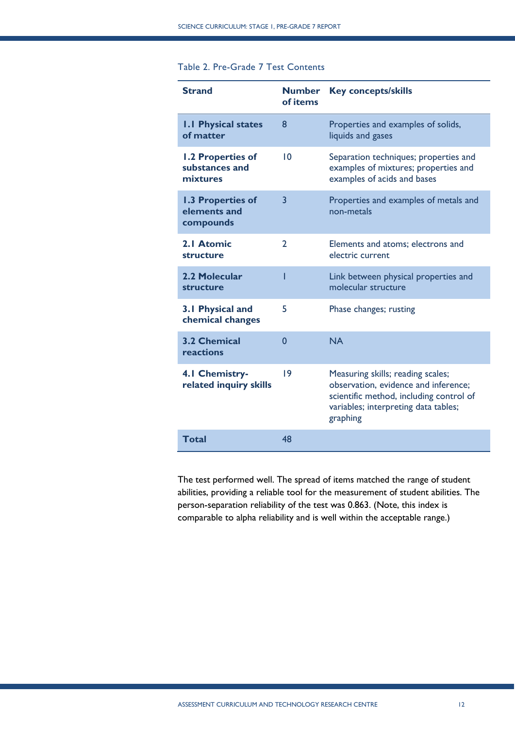Table 2. Pre-Grade 7 Test Contents

| Strand | Number of items | Key concepts/skills |
| --- | --- | --- |
| **1.1 Physical states of matter** | 8 | Properties and examples of solids, liquids and gases |
| **1.2 Properties of substances and mixtures** | 10 | Separation techniques; properties and examples of mixtures; properties and examples of acids and bases |
| **1.3 Properties of elements and compounds** | 3 | Properties and examples of metals and non-metals |
| **2.1 Atomic structure** | 2 | Elements and atoms; electrons and electric current |
| **2.2 Molecular structure** | 1 | Link between physical properties and molecular structure |
| **3.1 Physical and chemical changes** | 5 | Phase changes; rusting |
| **3.2 Chemical reactions** | 0 | NA |
| **4.1 Chemistry-related inquiry skills** | 19 | Measuring skills; reading scales; observation, evidence and inference; scientific method, including control of variables; interpreting data tables; graphing |
| **Total** | 48 | |

The test performed well. The spread of items matched the range of student abilities, providing a reliable tool for the measurement of student abilities. The person-separation reliability of the test was 0.863. (Note, this index is comparable to alpha reliability and is well within the acceptable range.)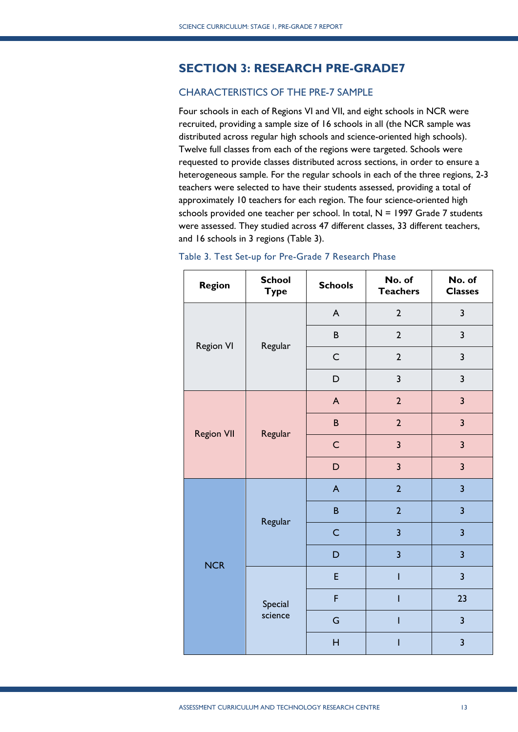## SECTION 3: RESEARCH PRE-GRADE7

### CHARACTERISTICS OF THE PRE-7 SAMPLE

Four schools in each of Regions VI and VII, and eight schools in NCR were recruited, providing a sample size of 16 schools in all (the NCR sample was distributed across regular high schools and science-oriented high schools). Twelve full classes from each of the regions were targeted. Schools were requested to provide classes distributed across sections, in order to ensure a heterogeneous sample. For the regular schools in each of the three regions, 2-3 teachers were selected to have their students assessed, providing a total of approximately 10 teachers for each region. The four science-oriented high schools provided one teacher per school. In total, N = 1997 Grade 7 students were assessed. They studied across 47 different classes, 33 different teachers, and 16 schools in 3 regions (Table 3).

Table 3. Test Set-up for Pre-Grade 7 Research Phase

| Region | School Type | Schools | No. of Teachers | No. of Classes |
|---|---|---|---|---|
| Region VI | Regular | A | 2 | 3 |
| | | B | 2 | 3 |
| | | C | 2 | 3 |
| | | D | 3 | 3 |
| Region VII | Regular | A | 2 | 3 |
| | | B | 2 | 3 |
| | | C | 3 | 3 |
| | | D | 3 | 3 |
| NCR | Regular | A | 2 | 3 |
| | | B | 2 | 3 |
| | | C | 3 | 3 |
| | | D | 3 | 3 |
| | Special science | E | 1 | 3 |
| | | F | 1 | 23 |
| | | G | 1 | 3 |
| | | H | 1 | 3 |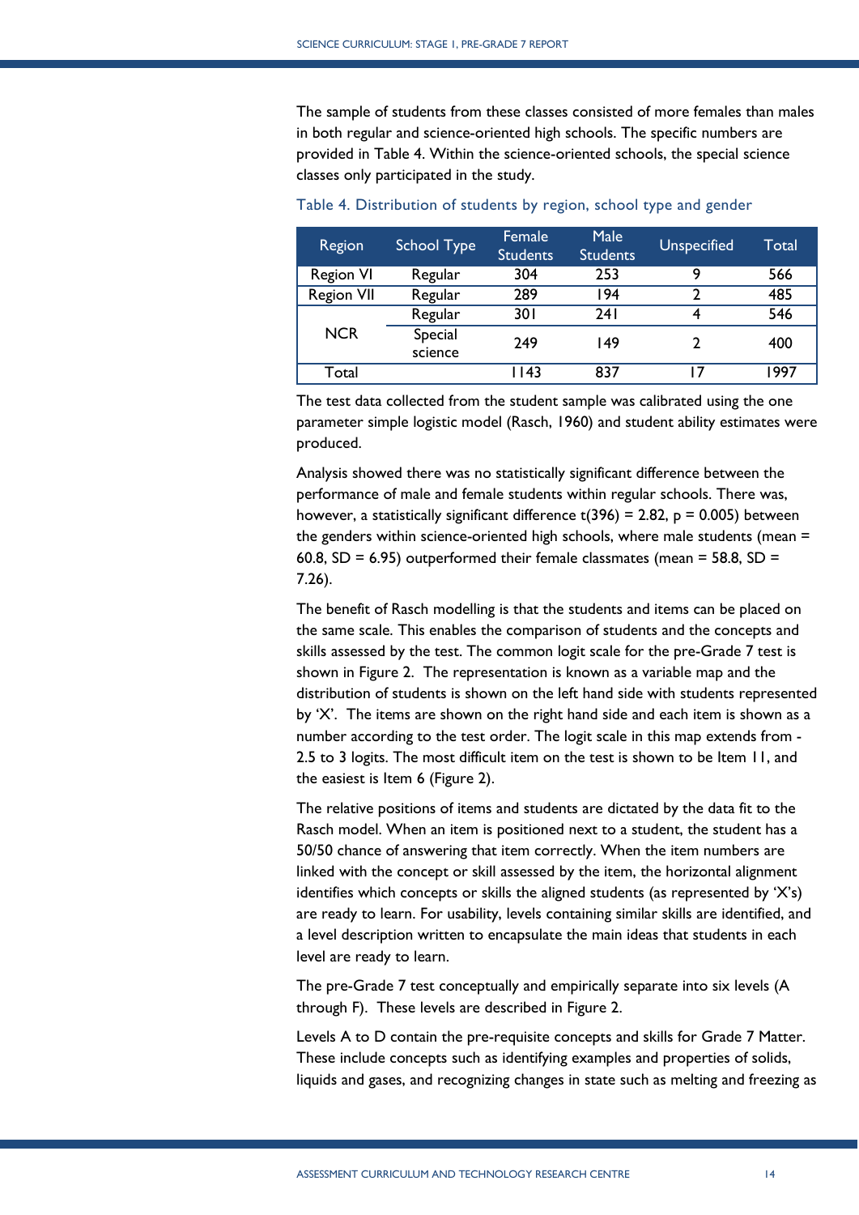The sample of students from these classes consisted of more females than males in both regular and science-oriented high schools. The specific numbers are provided in Table 4. Within the science-oriented schools, the special science classes only participated in the study.

Table 4. Distribution of students by region, school type and gender

| Region | School Type | Female Students | Male Students | Unspecified | Total |
|---|---|---|---|---|---|
| Region VI | Regular | 304 | 253 | 9 | 566 |
| Region VII | Regular | 289 | 194 | 2 | 485 |
| NCR | Regular | 301 | 241 | 4 | 546 |
| | Special science | 249 | 149 | 2 | 400 |
| Total | | 1143 | 837 | 17 | 1997 |

The test data collected from the student sample was calibrated using the one parameter simple logistic model (Rasch, 1960) and student ability estimates were produced.

Analysis showed there was no statistically significant difference between the performance of male and female students within regular schools. There was, however, a statistically significant difference $t(396) = 2.82$, $p = 0.005$) between the genders within science-oriented high schools, where male students (mean = 60.8, SD = 6.95) outperformed their female classmates (mean = 58.8, SD = 7.26).

The benefit of Rasch modelling is that the students and items can be placed on the same scale. This enables the comparison of students and the concepts and skills assessed by the test. The common logit scale for the pre-Grade 7 test is shown in Figure 2. The representation is known as a variable map and the distribution of students is shown on the left hand side with students represented by 'X'. The items are shown on the right hand side and each item is shown as a number according to the test order. The logit scale in this map extends from -2.5 to 3 logits. The most difficult item on the test is shown to be Item 11, and the easiest is Item 6 (Figure 2).

The relative positions of items and students are dictated by the data fit to the Rasch model. When an item is positioned next to a student, the student has a 50/50 chance of answering that item correctly. When the item numbers are linked with the concept or skill assessed by the item, the horizontal alignment identifies which concepts or skills the aligned students (as represented by 'X's) are ready to learn. For usability, levels containing similar skills are identified, and a level description written to encapsulate the main ideas that students in each level are ready to learn.

The pre-Grade 7 test conceptually and empirically separate into six levels (A through F). These levels are described in Figure 2.

Levels A to D contain the pre-requisite concepts and skills for Grade 7 Matter. These include concepts such as identifying examples and properties of solids, liquids and gases, and recognizing changes in state such as melting and freezing as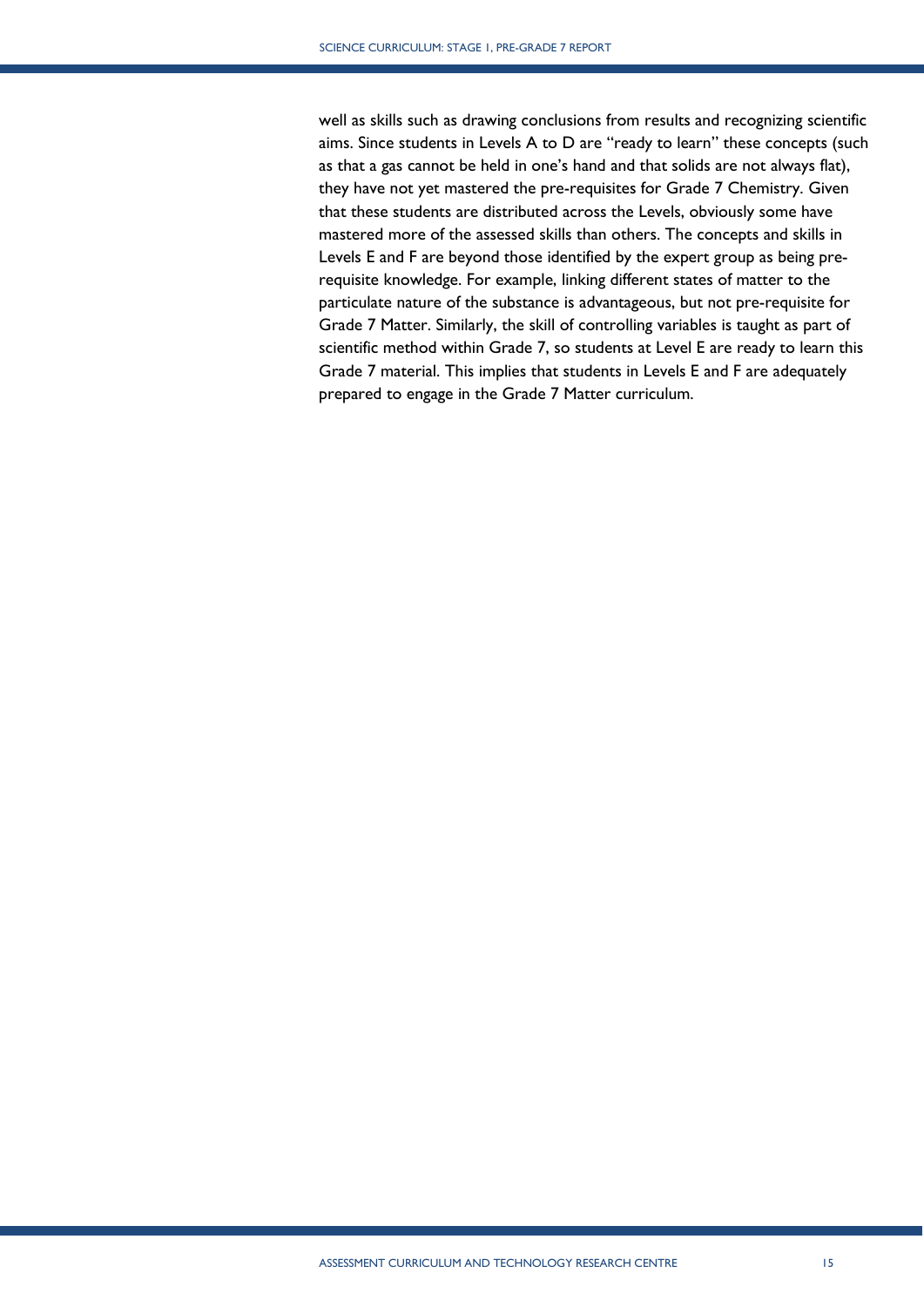well as skills such as drawing conclusions from results and recognizing scientific aims. Since students in Levels A to D are "ready to learn" these concepts (such as that a gas cannot be held in one's hand and that solids are not always flat), they have not yet mastered the pre-requisites for Grade 7 Chemistry. Given that these students are distributed across the Levels, obviously some have mastered more of the assessed skills than others. The concepts and skills in Levels E and F are beyond those identified by the expert group as being pre-requisite knowledge. For example, linking different states of matter to the particulate nature of the substance is advantageous, but not pre-requisite for Grade 7 Matter. Similarly, the skill of controlling variables is taught as part of scientific method within Grade 7, so students at Level E are ready to learn this Grade 7 material. This implies that students in Levels E and F are adequately prepared to engage in the Grade 7 Matter curriculum.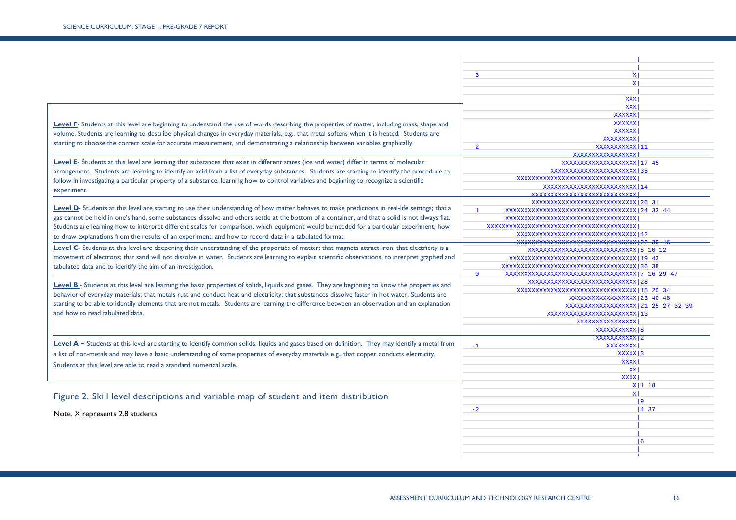**Level F**- Students at this level are beginning to understand the use of words describing the properties of matter, including mass, shape and volume. Students are learning to describe physical changes in everyday materials, e.g., that metal softens when it is heated. Students are starting to choose the correct scale for accurate measurement, and demonstrating a relationship between variables graphically.

**Level E**- Students at this level are learning that substances that exist in different states (ice and water) differ in terms of molecular arrangement. Students are learning to identify an acid from a list of everyday substances. Students are starting to identify the procedure to follow in investigating a particular property of a substance, learning how to control variables and beginning to recognize a scientific experiment.

**Level D**- Students at this level are starting to use their understanding of how matter behaves to make predictions in real-life settings; that a gas cannot be held in one's hand, some substances dissolve and others settle at the bottom of a container, and that a solid is not always flat. Students are learning how to interpret different scales for comparison, which equipment would be needed for a particular experiment, how to draw explanations from the results of an experiment, and how to record data in a tabulated format.

**Level C**- Students at this level are deepening their understanding of the properties of matter; that magnets attract iron; that electricity is a movement of electrons; that sand will not dissolve in water. Students are learning to explain scientific observations, to interpret graphed and tabulated data and to identify the aim of an investigation.

**Level B** - Students at this level are learning the basic properties of solids, liquids and gases. They are beginning to know the properties and behavior of everyday materials; that metals rust and conduct heat and electricity; that substances dissolve faster in hot water. Students are starting to be able to identify elements that are not metals. Students are learning the difference between an observation and an explanation and how to read tabulated data.

**Level A** - Students at this level are starting to identify common solids, liquids and gases based on definition. They may identify a metal from a list of non-metals and may have a basic understanding of some properties of everyday materials e.g., that copper conducts electricity. Students at this level are able to read a standard numerical scale.

```
                                            |
                                            |
 3                                         X|
                                           X|
                                            |
                                         XXX|
                                         XXX|
                                      XXXXXX|
                                      XXXXXX|
                                      XXXXXX|
                                   XXXXXXXXX|
 2                                XXXXXXXXXX|11
                            XXXXXXXXXXXXXXXX|
                         XXXXXXXXXXXXXXXXXXX|17 45
                      XXXXXXXXXXXXXXXXXXXXXX|35
             XXXXXXXXXXXXXXXXXXXXXXXXXXXXXXX|
                    XXXXXXXXXXXXXXXXXXXXXXXX|14
                 XXXXXXXXXXXXXXXXXXXXXXXXXXX|
                 XXXXXXXXXXXXXXXXXXXXXXXXXXX|26 31
 1        XXXXXXXXXXXXXXXXXXXXXXXXXXXXXXXXXX|24 33 44
          XXXXXXXXXXXXXXXXXXXXXXXXXXXXXXXXXX|
     XXXXXXXXXXXXXXXXXXXXXXXXXXXXXXXXXXXXXXX|
             XXXXXXXXXXXXXXXXXXXXXXXXXXXXXXX|42
             XXXXXXXXXXXXXXXXXXXXXXXXXXXXXXX|22 30 46
                XXXXXXXXXXXXXXXXXXXXXXXXXXXX|5 10 12
           XXXXXXXXXXXXXXXXXXXXXXXXXXXXXXXXX|19 43
         XXXXXXXXXXXXXXXXXXXXXXXXXXXXXXXXXXX|36 38
 0        XXXXXXXXXXXXXXXXXXXXXXXXXXXXXXXXXX|7 16 29 47
                XXXXXXXXXXXXXXXXXXXXXXXXXXXX|28
             XXXXXXXXXXXXXXXXXXXXXXXXXXXXXXX|15 20 34
                           XXXXXXXXXXXXXXXXX|23 40 48
                          XXXXXXXXXXXXXXXXXX|21 25 27 32 39
                     XXXXXXXXXXXXXXXXXXXXXXX|13
                             XXXXXXXXXXXXXXX|
                                  XXXXXXXXXX|8
                                  XXXXXXXXXX|2
-1                                   XXXXXXX|
                                       XXXXX|3
                                        XXXX|
                                          XX|
                                        XXXX|
                                           X|1 18
                                           X|
                                            |9
-2                                          |4 37
                                            |
                                            |
                                            |
                                            |6
                                            |
```

Figure 2. Skill level descriptions and variable map of student and item distribution

Note. X represents 2.8 students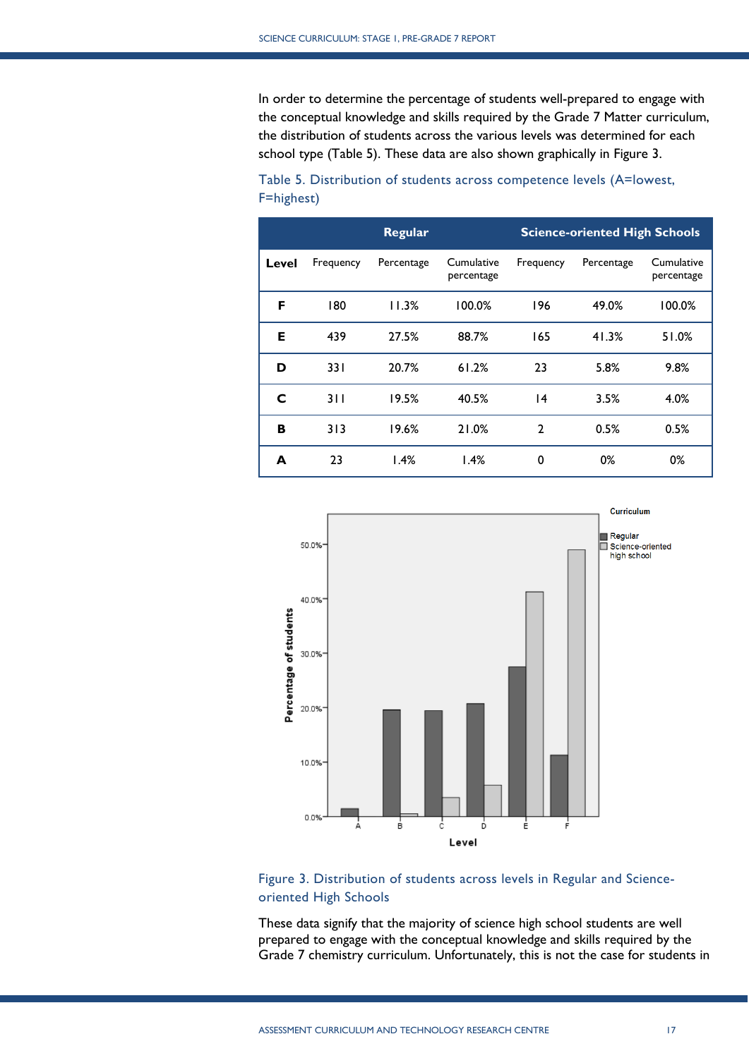In order to determine the percentage of students well-prepared to engage with the conceptual knowledge and skills required by the Grade 7 Matter curriculum, the distribution of students across the various levels was determined for each school type (Table 5). These data are also shown graphically in Figure 3.

Table 5. Distribution of students across competence levels (A=lowest, F=highest)

| | Regular | | | Science-oriented High Schools | | |
|---|---|---|---|---|---|---|
| **Level** | Frequency | Percentage | Cumulative percentage | Frequency | Percentage | Cumulative percentage |
| **F** | 180 | 11.3% | 100.0% | 196 | 49.0% | 100.0% |
| **E** | 439 | 27.5% | 88.7% | 165 | 41.3% | 51.0% |
| **D** | 331 | 20.7% | 61.2% | 23 | 5.8% | 9.8% |
| **C** | 311 | 19.5% | 40.5% | 14 | 3.5% | 4.0% |
| **B** | 313 | 19.6% | 21.0% | 2 | 0.5% | 0.5% |
| **A** | 23 | 1.4% | 1.4% | 0 | 0% | 0% |

Figure 3. Distribution of students across levels in Regular and Science-oriented High Schools

These data signify that the majority of science high school students are well prepared to engage with the conceptual knowledge and skills required by the Grade 7 chemistry curriculum. Unfortunately, this is not the case for students in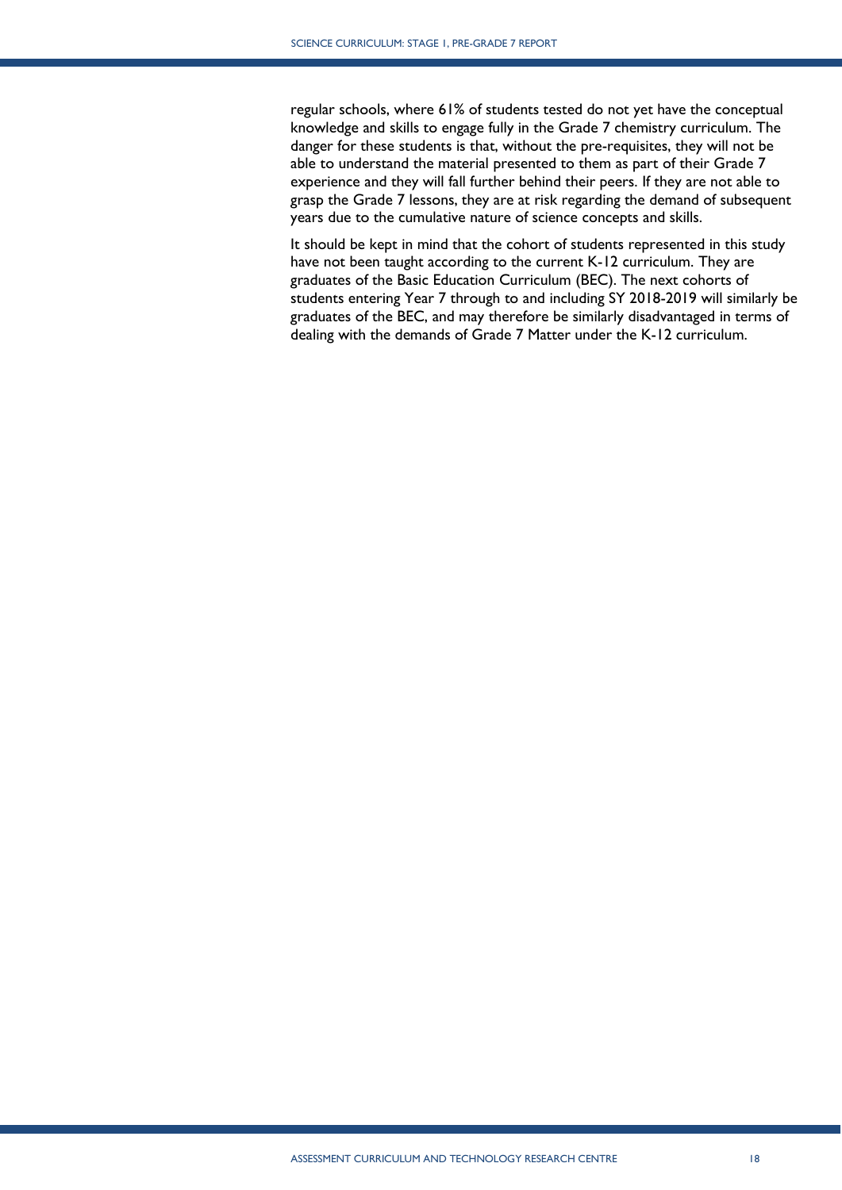regular schools, where 61% of students tested do not yet have the conceptual knowledge and skills to engage fully in the Grade 7 chemistry curriculum. The danger for these students is that, without the pre-requisites, they will not be able to understand the material presented to them as part of their Grade 7 experience and they will fall further behind their peers. If they are not able to grasp the Grade 7 lessons, they are at risk regarding the demand of subsequent years due to the cumulative nature of science concepts and skills.

It should be kept in mind that the cohort of students represented in this study have not been taught according to the current K-12 curriculum. They are graduates of the Basic Education Curriculum (BEC). The next cohorts of students entering Year 7 through to and including SY 2018-2019 will similarly be graduates of the BEC, and may therefore be similarly disadvantaged in terms of dealing with the demands of Grade 7 Matter under the K-12 curriculum.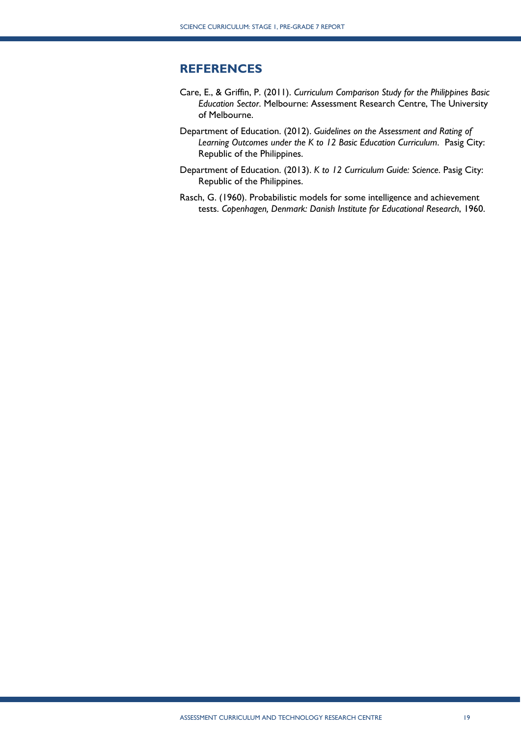## REFERENCES

Care, E., & Griffin, P. (2011). *Curriculum Comparison Study for the Philippines Basic Education Sector*. Melbourne: Assessment Research Centre, The University of Melbourne.

Department of Education. (2012). *Guidelines on the Assessment and Rating of Learning Outcomes under the K to 12 Basic Education Curriculum*. Pasig City: Republic of the Philippines.

Department of Education. (2013). *K to 12 Curriculum Guide: Science*. Pasig City: Republic of the Philippines.

Rasch, G. (1960). Probabilistic models for some intelligence and achievement tests. *Copenhagen, Denmark: Danish Institute for Educational Research*, 1960.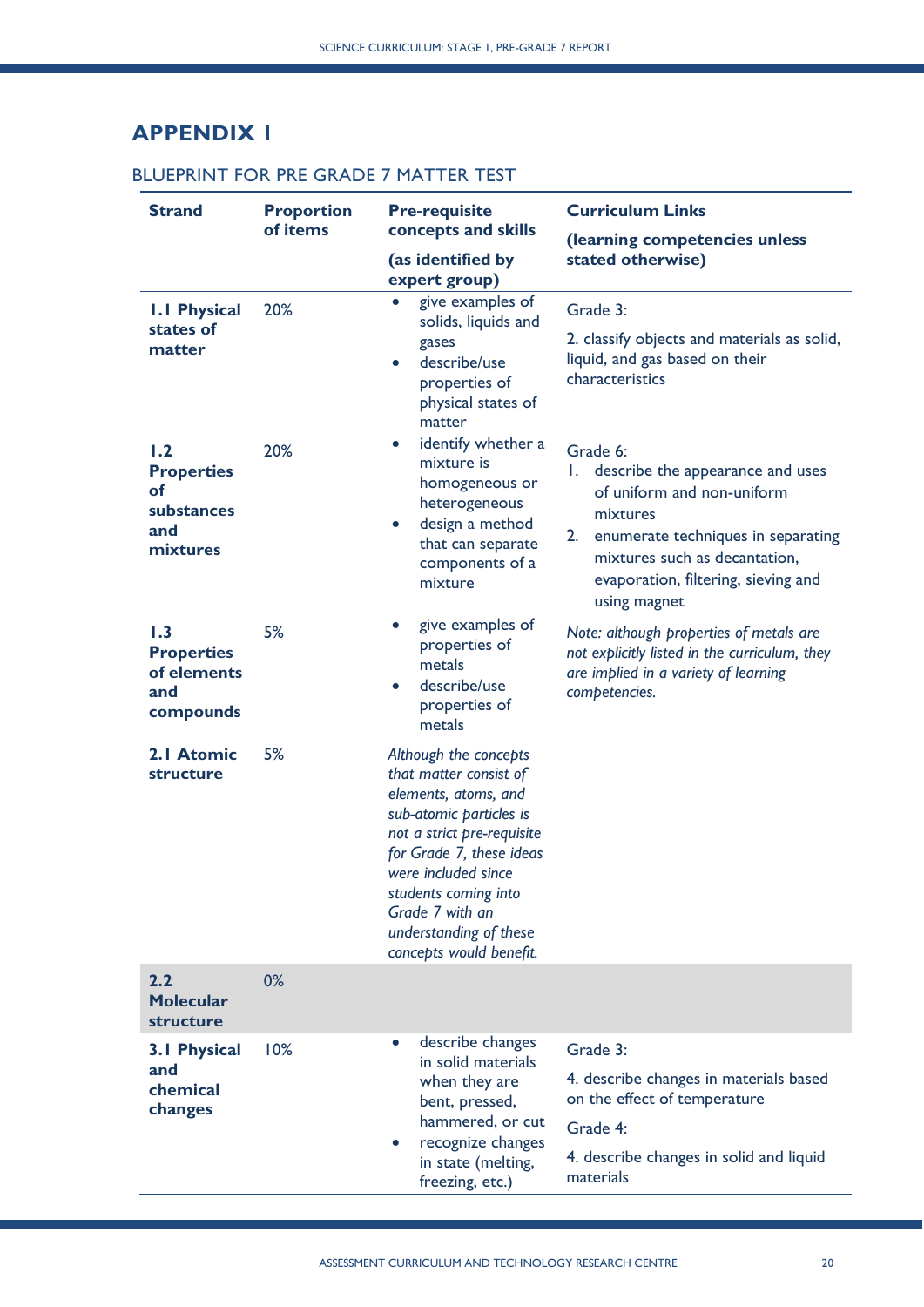# APPENDIX 1

## BLUEPRINT FOR PRE GRADE 7 MATTER TEST

| Strand | Proportion of items | Pre-requisite concepts and skills<br>(as identified by expert group) | Curriculum Links<br>(learning competencies unless stated otherwise) |
|---|---|---|---|
| **1.1 Physical states of matter** | 20% | • give examples of solids, liquids and gases<br>• describe/use properties of physical states of matter | Grade 3:<br>2. classify objects and materials as solid, liquid, and gas based on their characteristics |
| **1.2 Properties of substances and mixtures** | 20% | • identify whether a mixture is homogeneous or heterogeneous<br>• design a method that can separate components of a mixture | Grade 6:<br>1. describe the appearance and uses of uniform and non-uniform mixtures<br>2. enumerate techniques in separating mixtures such as decantation, evaporation, filtering, sieving and using magnet |
| **1.3 Properties of elements and compounds** | 5% | • give examples of properties of metals<br>• describe/use properties of metals | *Note: although properties of metals are not explicitly listed in the curriculum, they are implied in a variety of learning competencies.* |
| **2.1 Atomic structure** | 5% | *Although the concepts that matter consist of elements, atoms, and sub-atomic particles is not a strict pre-requisite for Grade 7, these ideas were included since students coming into Grade 7 with an understanding of these concepts would benefit.* | |
| **2.2 Molecular structure** | 0% | | |
| **3.1 Physical and chemical changes** | 10% | • describe changes in solid materials when they are bent, pressed, hammered, or cut<br>• recognize changes in state (melting, freezing, etc.) | Grade 3:<br>4. describe changes in materials based on the effect of temperature<br>Grade 4:<br>4. describe changes in solid and liquid materials |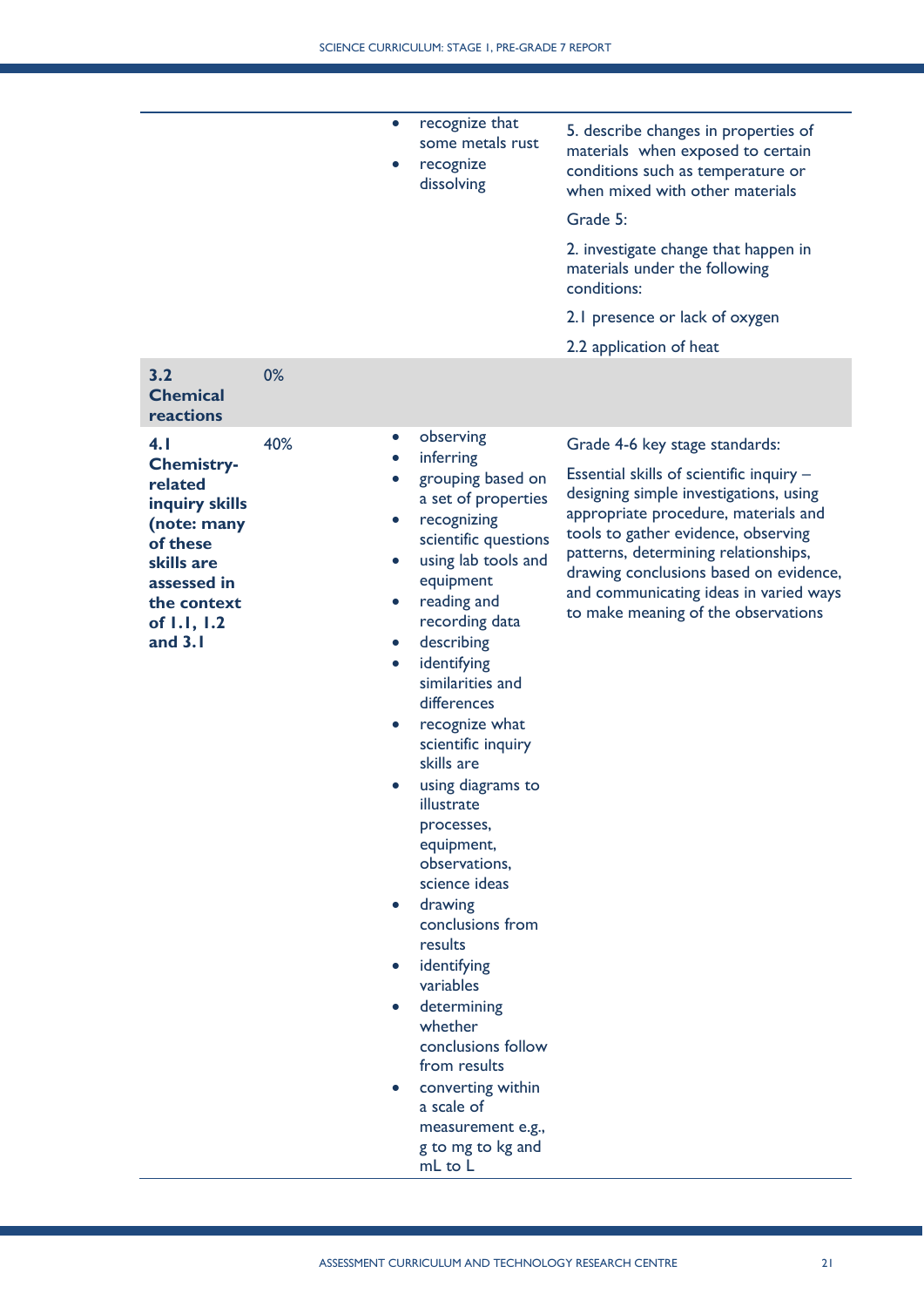| | | | |
|---|---|---|---|
| | | • recognize that some metals rust<br>• recognize dissolving | 5. describe changes in properties of materials when exposed to certain conditions such as temperature or when mixed with other materials<br><br>Grade 5:<br><br>2. investigate change that happen in materials under the following conditions:<br><br>2.1 presence or lack of oxygen<br><br>2.2 application of heat |
| **3.2 Chemical reactions** | 0% | | |
| **4.1 Chemistry-related inquiry skills (note: many of these skills are assessed in the context of 1.1, 1.2 and 3.1** | 40% | • observing<br>• inferring<br>• grouping based on a set of properties<br>• recognizing scientific questions<br>• using lab tools and equipment<br>• reading and recording data<br>• describing<br>• identifying similarities and differences<br>• recognize what scientific inquiry skills are<br>• using diagrams to illustrate processes, equipment, observations, science ideas<br>• drawing conclusions from results<br>• identifying variables<br>• determining whether conclusions follow from results<br>• converting within a scale of measurement e.g., g to mg to kg and mL to L | Grade 4-6 key stage standards:<br><br>Essential skills of scientific inquiry – designing simple investigations, using appropriate procedure, materials and tools to gather evidence, observing patterns, determining relationships, drawing conclusions based on evidence, and communicating ideas in varied ways to make meaning of the observations |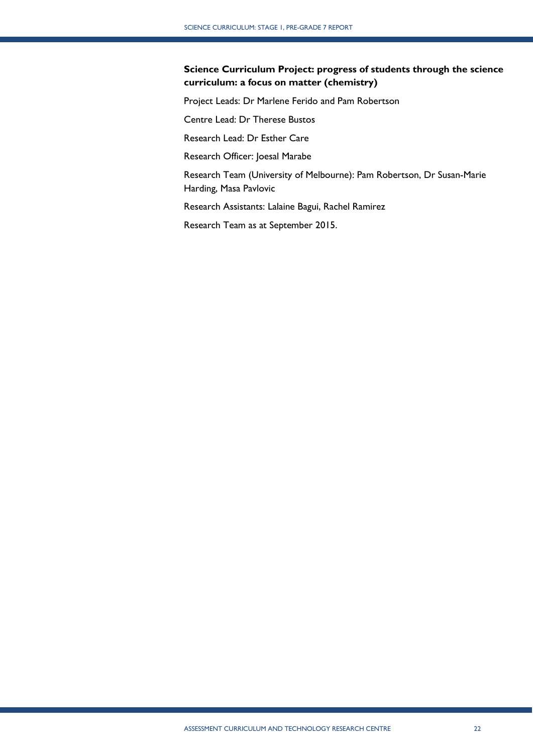**Science Curriculum Project: progress of students through the science curriculum: a focus on matter (chemistry)**

Project Leads: Dr Marlene Ferido and Pam Robertson

Centre Lead: Dr Therese Bustos

Research Lead: Dr Esther Care

Research Officer: Joesal Marabe

Research Team (University of Melbourne): Pam Robertson, Dr Susan-Marie Harding, Masa Pavlovic

Research Assistants: Lalaine Bagui, Rachel Ramirez

Research Team as at September 2015.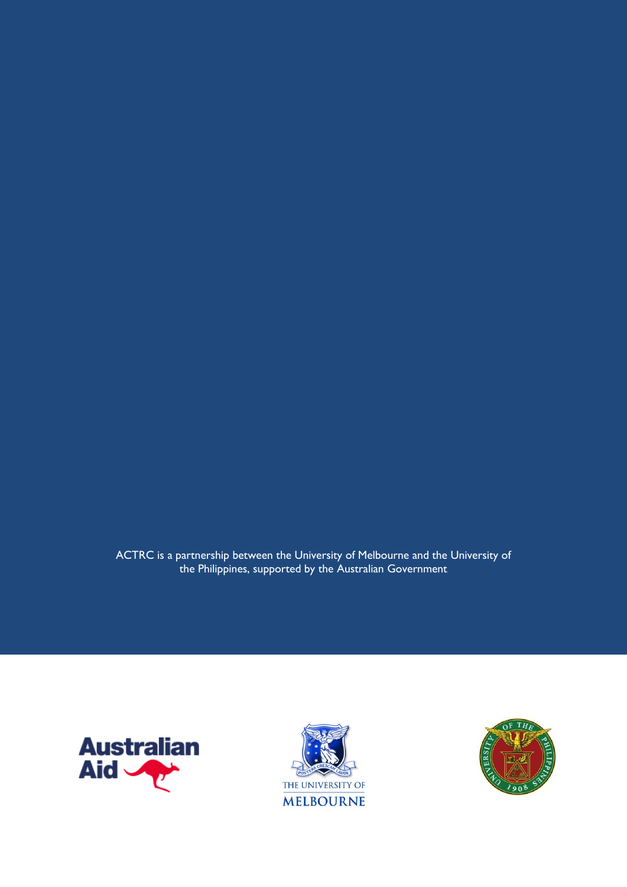ACTRC is a partnership between the University of Melbourne and the University of the Philippines, supported by the Australian Government